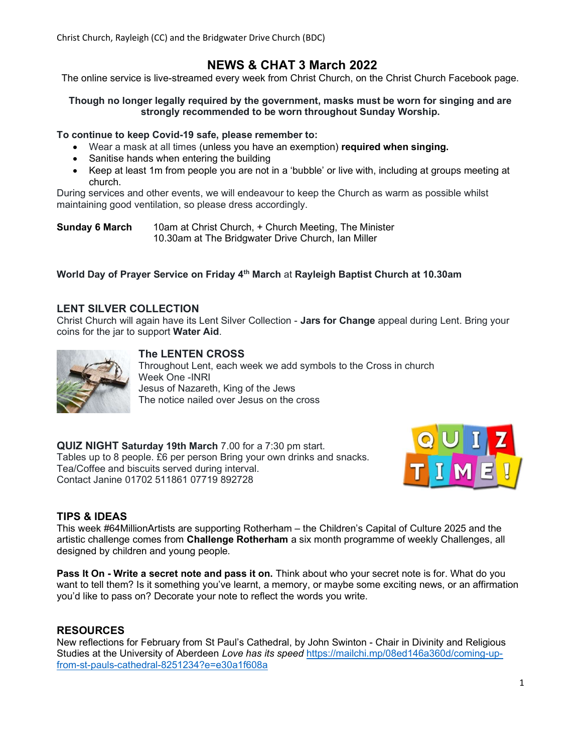Christ Church, Rayleigh (CC) and the Bridgwater Drive Church (BDC)

# NEWS & CHAT 3 March 2022

The online service is live-streamed every week from Christ Church, on the Christ Church Facebook page.

**Though no longer legally required by the government, masks must be worn for singing and are strongly recommended to be worn throughout Sunday Worship.**

**To continue to keep Covid-19 safe, please remember to:**

- Wear a mask at all times (unless you have an exemption) **required when singing.**
- Sanitise hands when entering the building
- Keep at least 1m from people you are not in a 'bubble' or live with, including at groups meeting at church.

During services and other events, we will endeavour to keep the Church as warm as possible whilst maintaining good ventilation, so please dress accordingly.

**Sunday 6 March** 10am at Christ Church, + Church Meeting, The Minister
10.30am at The Bridgwater Drive Church, Ian Miller

**World Day of Prayer Service on Friday 4th March** at **Rayleigh Baptist Church at 10.30am**

## LENT SILVER COLLECTION

Christ Church will again have its Lent Silver Collection - **Jars for Change** appeal during Lent. Bring your coins for the jar to support **Water Aid**.

### The LENTEN CROSS

Throughout Lent, each week we add symbols to the Cross in church
Week One -INRI
Jesus of Nazareth, King of the Jews
The notice nailed over Jesus on the cross

**QUIZ NIGHT Saturday 19th March** 7.00 for a 7:30 pm start.
Tables up to 8 people. £6 per person Bring your own drinks and snacks.
Tea/Coffee and biscuits served during interval.
Contact Janine 01702 511861 07719 892728

## TIPS & IDEAS

This week #64MillionArtists are supporting Rotherham – the Children's Capital of Culture 2025 and the artistic challenge comes from **Challenge Rotherham** a six month programme of weekly Challenges, all designed by children and young people.

**Pass It On - Write a secret note and pass it on.** Think about who your secret note is for. What do you want to tell them? Is it something you've learnt, a memory, or maybe some exciting news, or an affirmation you'd like to pass on? Decorate your note to reflect the words you write.

## RESOURCES

New reflections for February from St Paul's Cathedral, by John Swinton - Chair in Divinity and Religious Studies at the University of Aberdeen *Love has its speed* https://mailchi.mp/08ed146a360d/coming-up-from-st-pauls-cathedral-8251234?e=e30a1f608a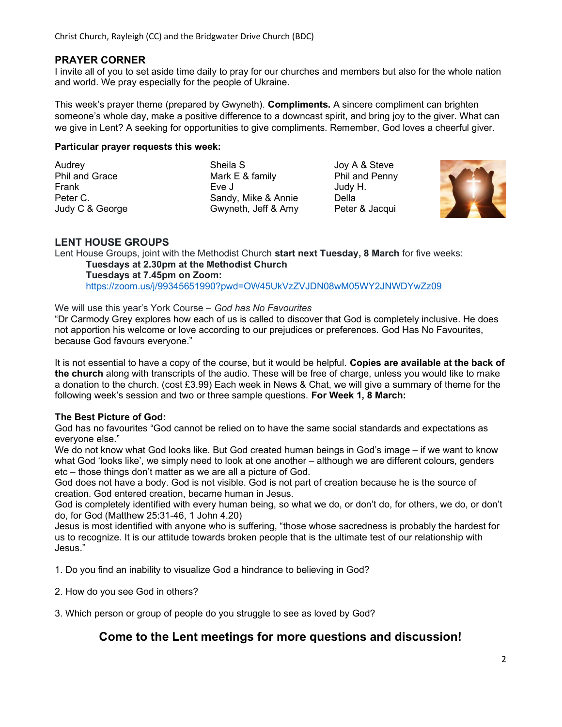## PRAYER CORNER

I invite all of you to set aside time daily to pray for our churches and members but also for the whole nation and world. We pray especially for the people of Ukraine.

This week's prayer theme (prepared by Gwyneth). **Compliments.** A sincere compliment can brighten someone's whole day, make a positive difference to a downcast spirit, and bring joy to the giver. What can we give in Lent? A seeking for opportunities to give compliments. Remember, God loves a cheerful giver.

**Particular prayer requests this week:**

Audrey
Phil and Grace
Frank
Peter C.
Judy C & George

Sheila S
Mark E & family
Eve J
Sandy, Mike & Annie
Gwyneth, Jeff & Amy

Joy A & Steve
Phil and Penny
Judy H.
Della
Peter & Jacqui

## LENT HOUSE GROUPS

Lent House Groups, joint with the Methodist Church **start next Tuesday, 8 March** for five weeks:

> **Tuesdays at 2.30pm at the Methodist Church**
> **Tuesdays at 7.45pm on Zoom:**
> https://zoom.us/j/99345651990?pwd=OW45UkVzZVJDN08wM05WY2JNWDYwZz09

We will use this year's York Course – *God has No Favourites*

"Dr Carmody Grey explores how each of us is called to discover that God is completely inclusive. He does not apportion his welcome or love according to our prejudices or preferences. God Has No Favourites, because God favours everyone."

It is not essential to have a copy of the course, but it would be helpful. **Copies are available at the back of the church** along with transcripts of the audio. These will be free of charge, unless you would like to make a donation to the church. (cost £3.99) Each week in News & Chat, we will give a summary of theme for the following week's session and two or three sample questions. **For Week 1, 8 March:**

**The Best Picture of God:**

God has no favourites "God cannot be relied on to have the same social standards and expectations as everyone else."

We do not know what God looks like. But God created human beings in God's image – if we want to know what God 'looks like', we simply need to look at one another – although we are different colours, genders etc – those things don't matter as we are all a picture of God.

God does not have a body. God is not visible. God is not part of creation because he is the source of creation. God entered creation, became human in Jesus.

God is completely identified with every human being, so what we do, or don't do, for others, we do, or don't do, for God (Matthew 25:31-46, 1 John 4.20)

Jesus is most identified with anyone who is suffering, "those whose sacredness is probably the hardest for us to recognize. It is our attitude towards broken people that is the ultimate test of our relationship with Jesus."

1. Do you find an inability to visualize God a hindrance to believing in God?

2. How do you see God in others?

3. Which person or group of people do you struggle to see as loved by God?

### Come to the Lent meetings for more questions and discussion!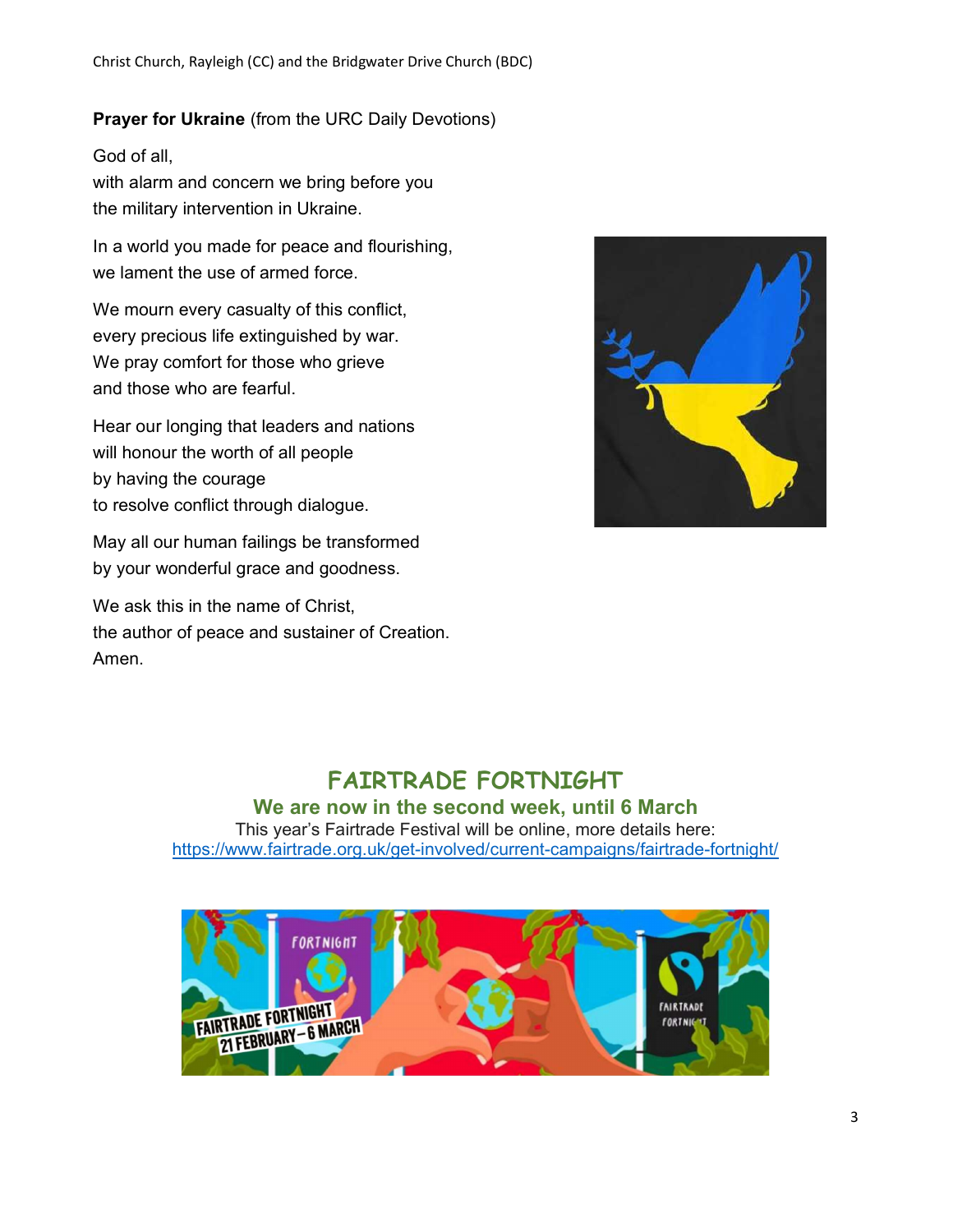**Prayer for Ukraine** (from the URC Daily Devotions)

God of all,
with alarm and concern we bring before you
the military intervention in Ukraine.

In a world you made for peace and flourishing,
we lament the use of armed force.

We mourn every casualty of this conflict,
every precious life extinguished by war.
We pray comfort for those who grieve
and those who are fearful.

Hear our longing that leaders and nations
will honour the worth of all people
by having the courage
to resolve conflict through dialogue.

May all our human failings be transformed
by your wonderful grace and goodness.

We ask this in the name of Christ,
the author of peace and sustainer of Creation.
Amen.

## FAIRTRADE FORTNIGHT

**We are now in the second week, until 6 March**

This year's Fairtrade Festival will be online, more details here:
https://www.fairtrade.org.uk/get-involved/current-campaigns/fairtrade-fortnight/